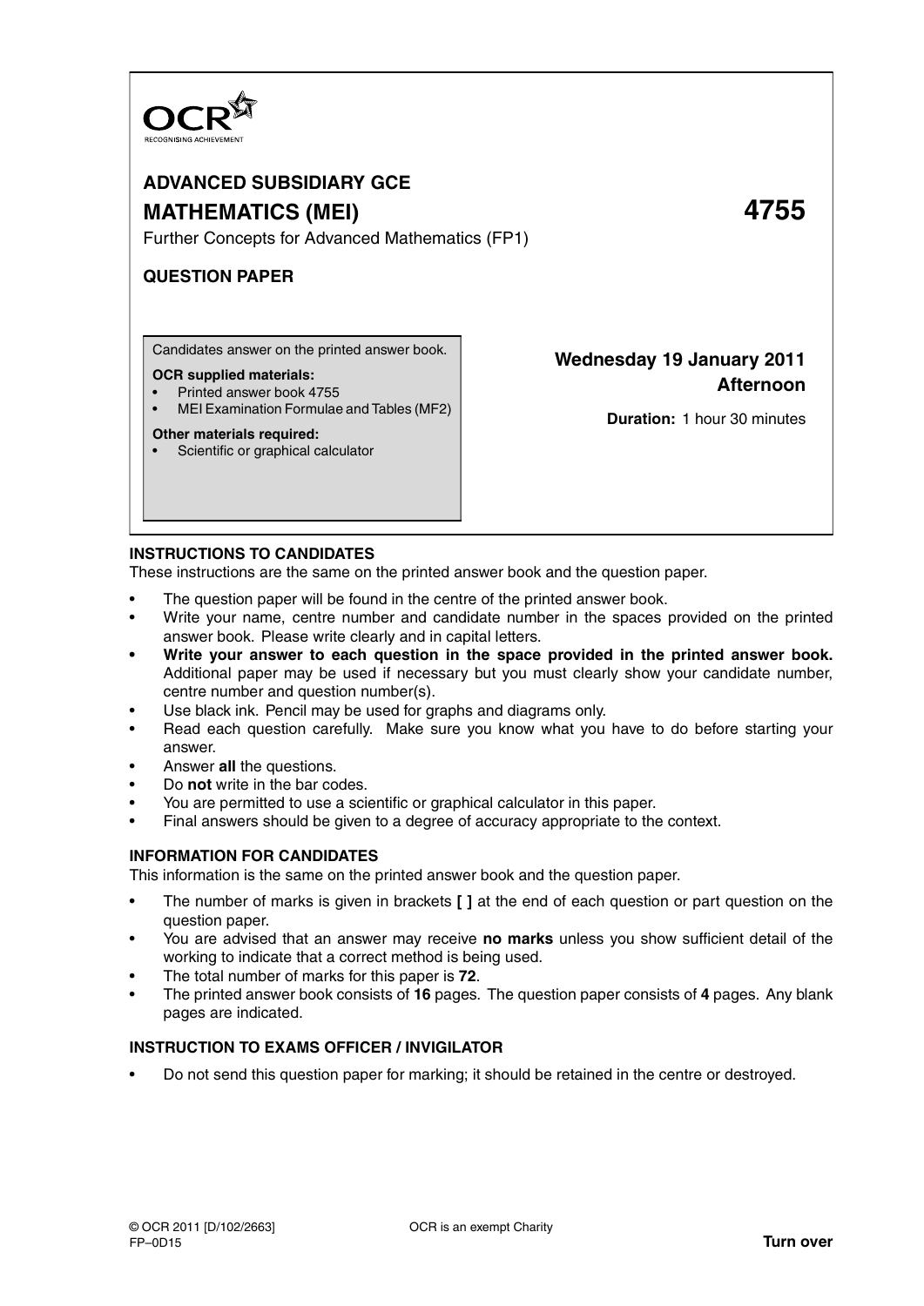OCR
RECOGNISING ACHIEVEMENT

# ADVANCED SUBSIDIARY GCE

# MATHEMATICS (MEI) 4755

Further Concepts for Advanced Mathematics (FP1)

**QUESTION PAPER**

Candidates answer on the printed answer book.

**OCR supplied materials:**
- Printed answer book 4755
- MEI Examination Formulae and Tables (MF2)

**Other materials required:**
- Scientific or graphical calculator

**Wednesday 19 January 2011**
**Afternoon**

**Duration:** 1 hour 30 minutes

## INSTRUCTIONS TO CANDIDATES

These instructions are the same on the printed answer book and the question paper.

- The question paper will be found in the centre of the printed answer book.
- Write your name, centre number and candidate number in the spaces provided on the printed answer book. Please write clearly and in capital letters.
- **Write your answer to each question in the space provided in the printed answer book.** Additional paper may be used if necessary but you must clearly show your candidate number, centre number and question number(s).
- Use black ink. Pencil may be used for graphs and diagrams only.
- Read each question carefully. Make sure you know what you have to do before starting your answer.
- Answer **all** the questions.
- Do **not** write in the bar codes.
- You are permitted to use a scientific or graphical calculator in this paper.
- Final answers should be given to a degree of accuracy appropriate to the context.

## INFORMATION FOR CANDIDATES

This information is the same on the printed answer book and the question paper.

- The number of marks is given in brackets **[ ]** at the end of each question or part question on the question paper.
- You are advised that an answer may receive **no marks** unless you show sufficient detail of the working to indicate that a correct method is being used.
- The total number of marks for this paper is **72**.
- The printed answer book consists of **16** pages. The question paper consists of **4** pages. Any blank pages are indicated.

## INSTRUCTION TO EXAMS OFFICER / INVIGILATOR

- Do not send this question paper for marking; it should be retained in the centre or destroyed.

© OCR 2011 [D/102/2663]
FP–0D15

OCR is an exempt Charity

**Turn over**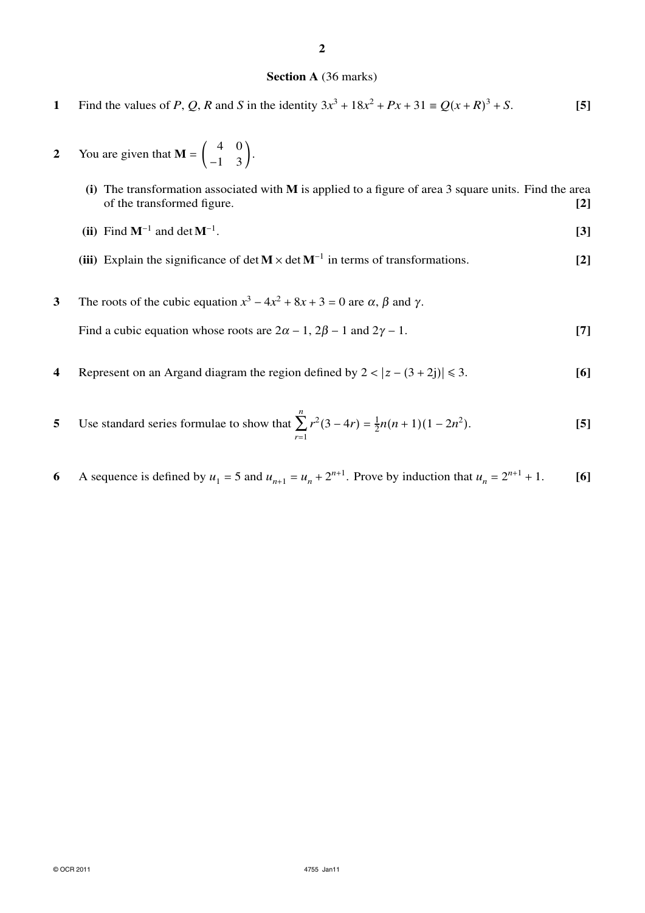## Section A (36 marks)

**1** Find the values of $P$, $Q$, $R$ and $S$ in the identity $3x^3 + 18x^2 + Px + 31 \equiv Q(x + R)^3 + S$. **[5]**

**2** You are given that $\mathbf{M} = \begin{pmatrix} 4 & 0 \\ -1 & 3 \end{pmatrix}$.

**(i)** The transformation associated with $\mathbf{M}$ is applied to a figure of area 3 square units. Find the area of the transformed figure. **[2]**

**(ii)** Find $\mathbf{M}^{-1}$ and $\det \mathbf{M}^{-1}$. **[3]**

**(iii)** Explain the significance of $\det \mathbf{M} \times \det \mathbf{M}^{-1}$ in terms of transformations. **[2]**

**3** The roots of the cubic equation $x^3 - 4x^2 + 8x + 3 = 0$ are $\alpha$, $\beta$ and $\gamma$.

Find a cubic equation whose roots are $2\alpha - 1$, $2\beta - 1$ and $2\gamma - 1$. **[7]**

**4** Represent on an Argand diagram the region defined by $2 < |z - (3 + 2\mathrm{j})| \leqslant 3$. **[6]**

**5** Use standard series formulae to show that $\displaystyle\sum_{r=1}^{n} r^2(3 - 4r) = \tfrac{1}{2}n(n + 1)(1 - 2n^2)$. **[5]**

**6** A sequence is defined by $u_1 = 5$ and $u_{n+1} = u_n + 2^{n+1}$. Prove by induction that $u_n = 2^{n+1} + 1$. **[6]**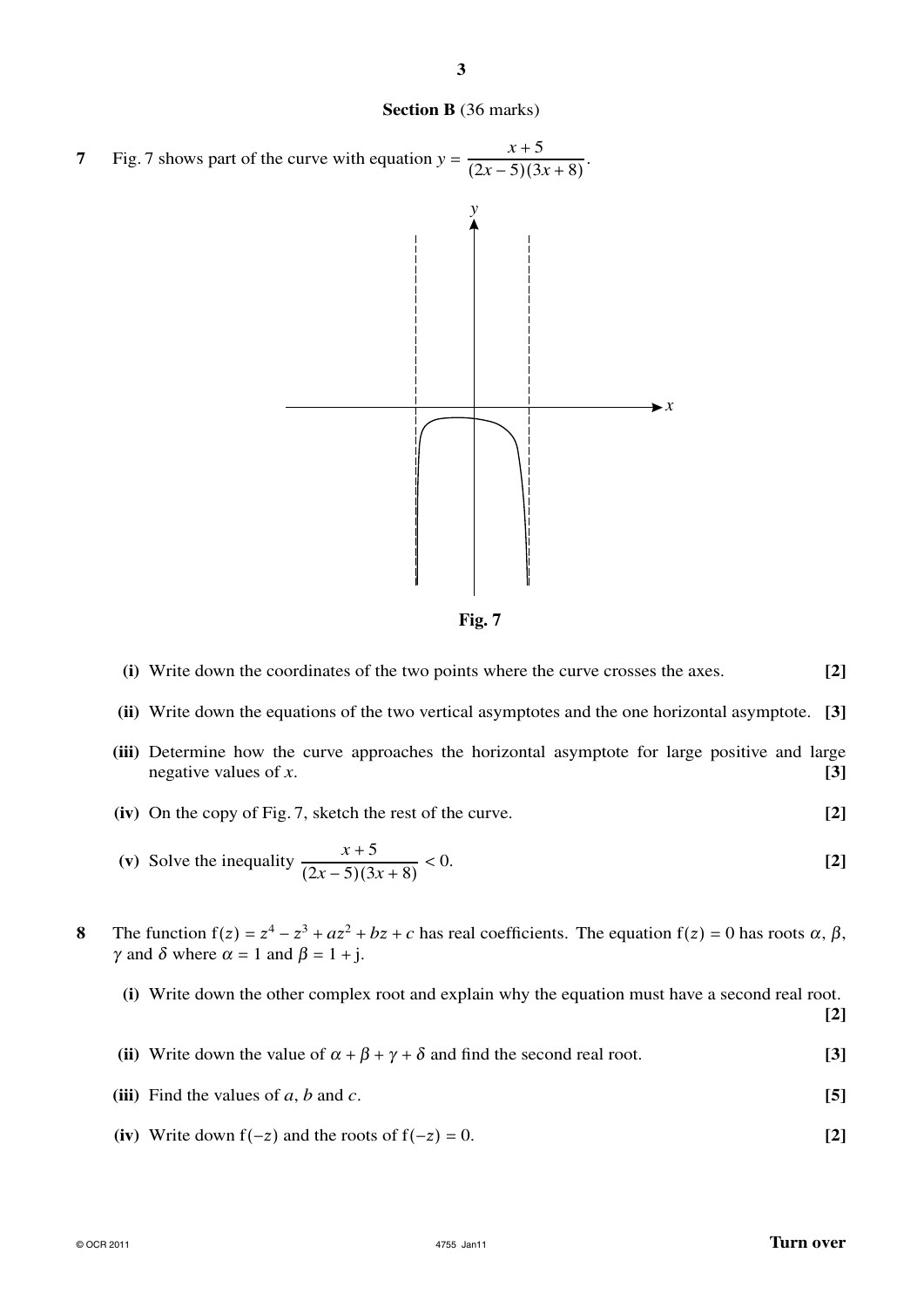## Section B (36 marks)

**7** Fig. 7 shows part of the curve with equation $y = \dfrac{x+5}{(2x-5)(3x+8)}$.

**Fig. 7**

**(i)** Write down the coordinates of the two points where the curve crosses the axes. **[2]**

**(ii)** Write down the equations of the two vertical asymptotes and the one horizontal asymptote. **[3]**

**(iii)** Determine how the curve approaches the horizontal asymptote for large positive and large negative values of $x$. **[3]**

**(iv)** On the copy of Fig. 7, sketch the rest of the curve. **[2]**

**(v)** Solve the inequality $\dfrac{x+5}{(2x-5)(3x+8)} < 0$. **[2]**

**8** The function $f(z) = z^4 - z^3 + az^2 + bz + c$ has real coefficients. The equation $f(z) = 0$ has roots $\alpha$, $\beta$, $\gamma$ and $\delta$ where $\alpha = 1$ and $\beta = 1 + j$.

**(i)** Write down the other complex root and explain why the equation must have a second real root. **[2]**

**(ii)** Write down the value of $\alpha + \beta + \gamma + \delta$ and find the second real root. **[3]**

**(iii)** Find the values of $a$, $b$ and $c$. **[5]**

**(iv)** Write down $f(-z)$ and the roots of $f(-z) = 0$. **[2]**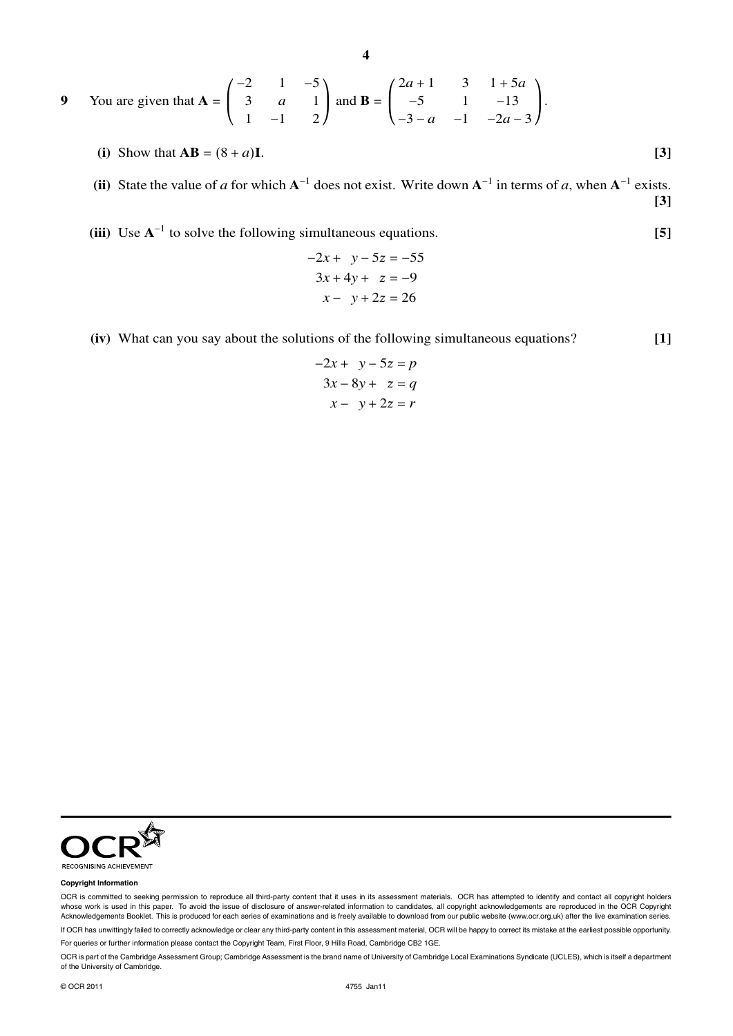**9** You are given that $\mathbf{A} = \begin{pmatrix} -2 & 1 & -5 \\ 3 & a & 1 \\ 1 & -1 & 2 \end{pmatrix}$ and $\mathbf{B} = \begin{pmatrix} 2a+1 & 3 & 1+5a \\ -5 & 1 & -13 \\ -3-a & -1 & -2a-3 \end{pmatrix}$.

**(i)** Show that $\mathbf{AB} = (8 + a)\mathbf{I}$. **[3]**

**(ii)** State the value of $a$ for which $\mathbf{A}^{-1}$ does not exist. Write down $\mathbf{A}^{-1}$ in terms of $a$, when $\mathbf{A}^{-1}$ exists. **[3]**

**(iii)** Use $\mathbf{A}^{-1}$ to solve the following simultaneous equations. **[5]**

$$
\begin{aligned}
-2x + y - 5z &= -55 \\
3x + 4y + z &= -9 \\
x - y + 2z &= 26
\end{aligned}
$$

**(iv)** What can you say about the solutions of the following simultaneous equations? **[1]**

$$
\begin{aligned}
-2x + y - 5z &= p \\
3x - 8y + z &= q \\
x - y + 2z &= r
\end{aligned}
$$

**Copyright Information**

OCR is committed to seeking permission to reproduce all third-party content that it uses in its assessment materials. OCR has attempted to identify and contact all copyright holders whose work is used in this paper. To avoid the issue of disclosure of answer-related information to candidates, all copyright acknowledgements are reproduced in the OCR Copyright Acknowledgements Booklet. This is produced for each series of examinations and is freely available to download from our public website (www.ocr.org.uk) after the live examination series.

If OCR has unwittingly failed to correctly acknowledge or clear any third-party content in this assessment material, OCR will be happy to correct its mistake at the earliest possible opportunity.

For queries or further information please contact the Copyright Team, First Floor, 9 Hills Road, Cambridge CB2 1GE.

OCR is part of the Cambridge Assessment Group; Cambridge Assessment is the brand name of University of Cambridge Local Examinations Syndicate (UCLES), which is itself a department of the University of Cambridge.

© OCR 2011 4755 Jan11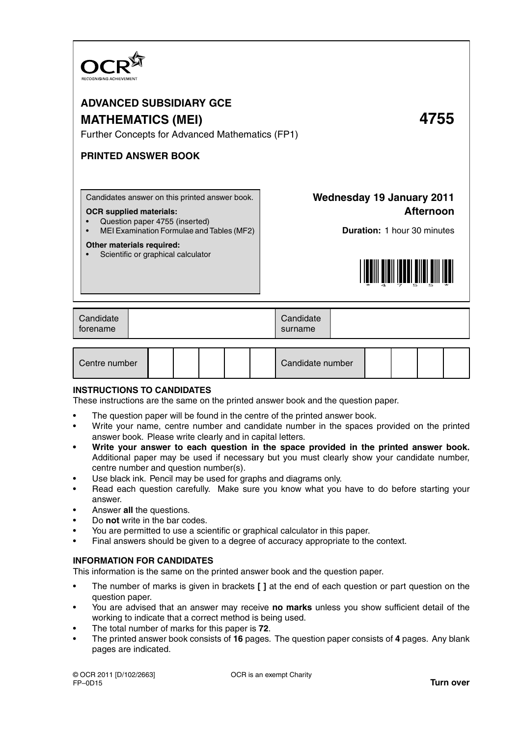# ADVANCED SUBSIDIARY GCE

# MATHEMATICS (MEI) 4755

Further Concepts for Advanced Mathematics (FP1)

**PRINTED ANSWER BOOK**

Candidates answer on this printed answer book.

**OCR supplied materials:**

- Question paper 4755 (inserted)
- MEI Examination Formulae and Tables (MF2)

**Other materials required:**

- Scientific or graphical calculator

**Wednesday 19 January 2011**
**Afternoon**

**Duration:** 1 hour 30 minutes

| Candidate forename | | Candidate surname | |
|---|---|---|---|

| Centre number | | | | | | Candidate number | | | | |
|---|---|---|---|---|---|---|---|---|---|---|

## INSTRUCTIONS TO CANDIDATES

These instructions are the same on the printed answer book and the question paper.

- The question paper will be found in the centre of the printed answer book.
- Write your name, centre number and candidate number in the spaces provided on the printed answer book. Please write clearly and in capital letters.
- **Write your answer to each question in the space provided in the printed answer book.** Additional paper may be used if necessary but you must clearly show your candidate number, centre number and question number(s).
- Use black ink. Pencil may be used for graphs and diagrams only.
- Read each question carefully. Make sure you know what you have to do before starting your answer.
- Answer **all** the questions.
- Do **not** write in the bar codes.
- You are permitted to use a scientific or graphical calculator in this paper.
- Final answers should be given to a degree of accuracy appropriate to the context.

## INFORMATION FOR CANDIDATES

This information is the same on the printed answer book and the question paper.

- The number of marks is given in brackets **[ ]** at the end of each question or part question on the question paper.
- You are advised that an answer may receive **no marks** unless you show sufficient detail of the working to indicate that a correct method is being used.
- The total number of marks for this paper is **72**.
- The printed answer book consists of **16** pages. The question paper consists of **4** pages. Any blank pages are indicated.

© OCR 2011 [D/102/2663]
FP–0D15

OCR is an exempt Charity

**Turn over**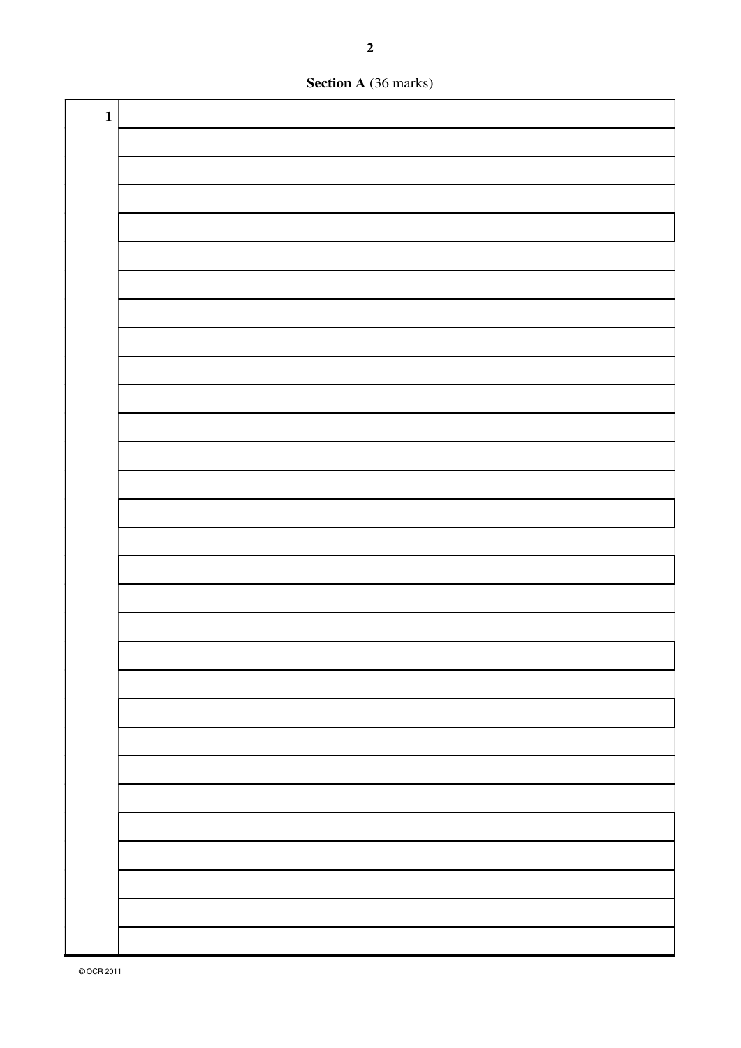**Section A** (36 marks)

**1**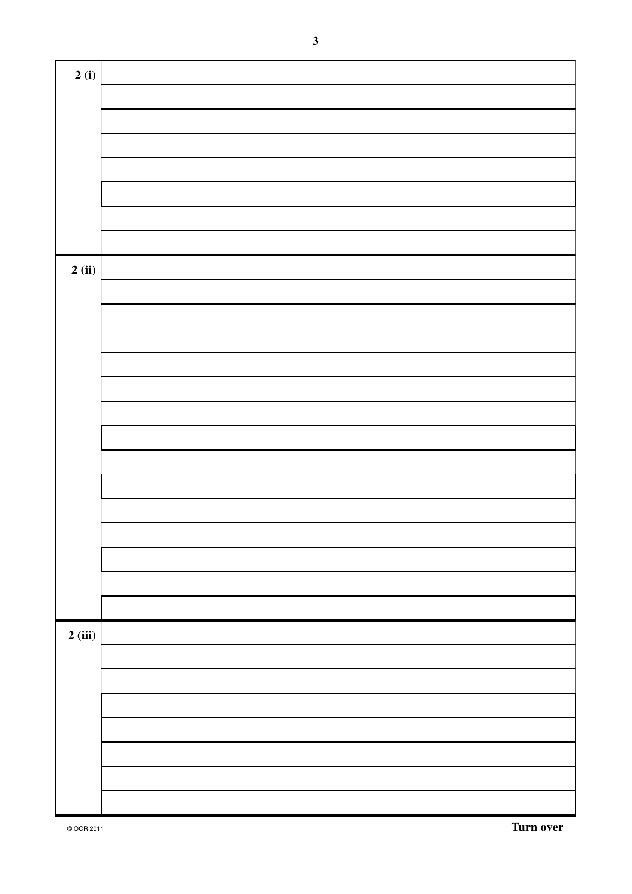2 (i)

2 (ii)

2 (iii)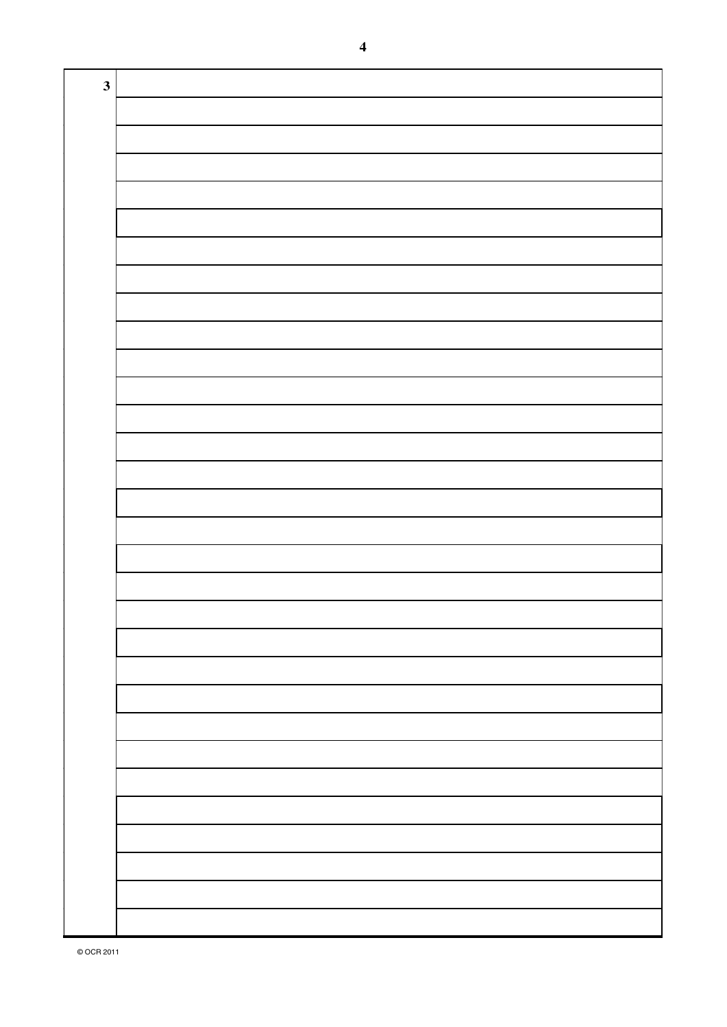3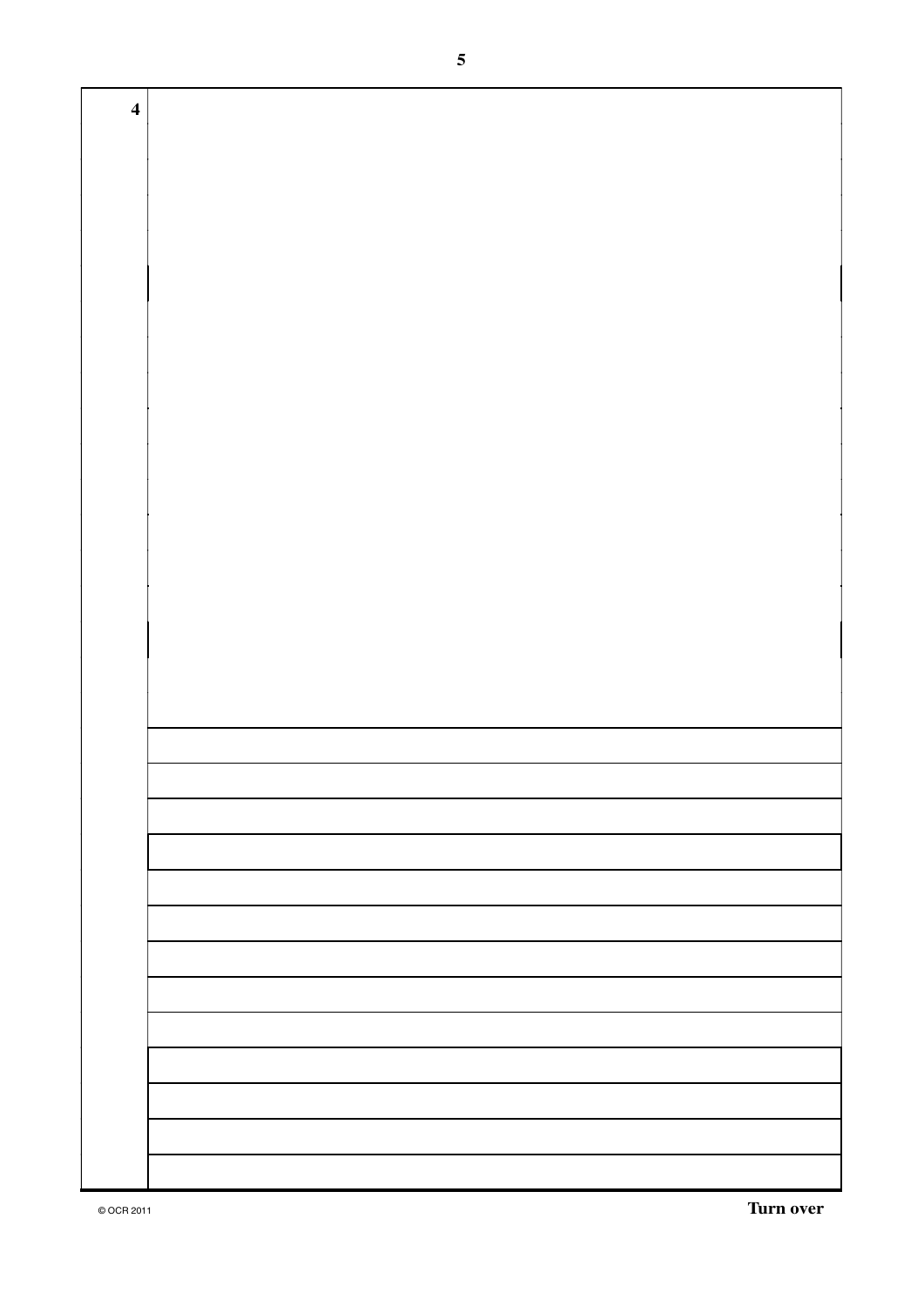**4**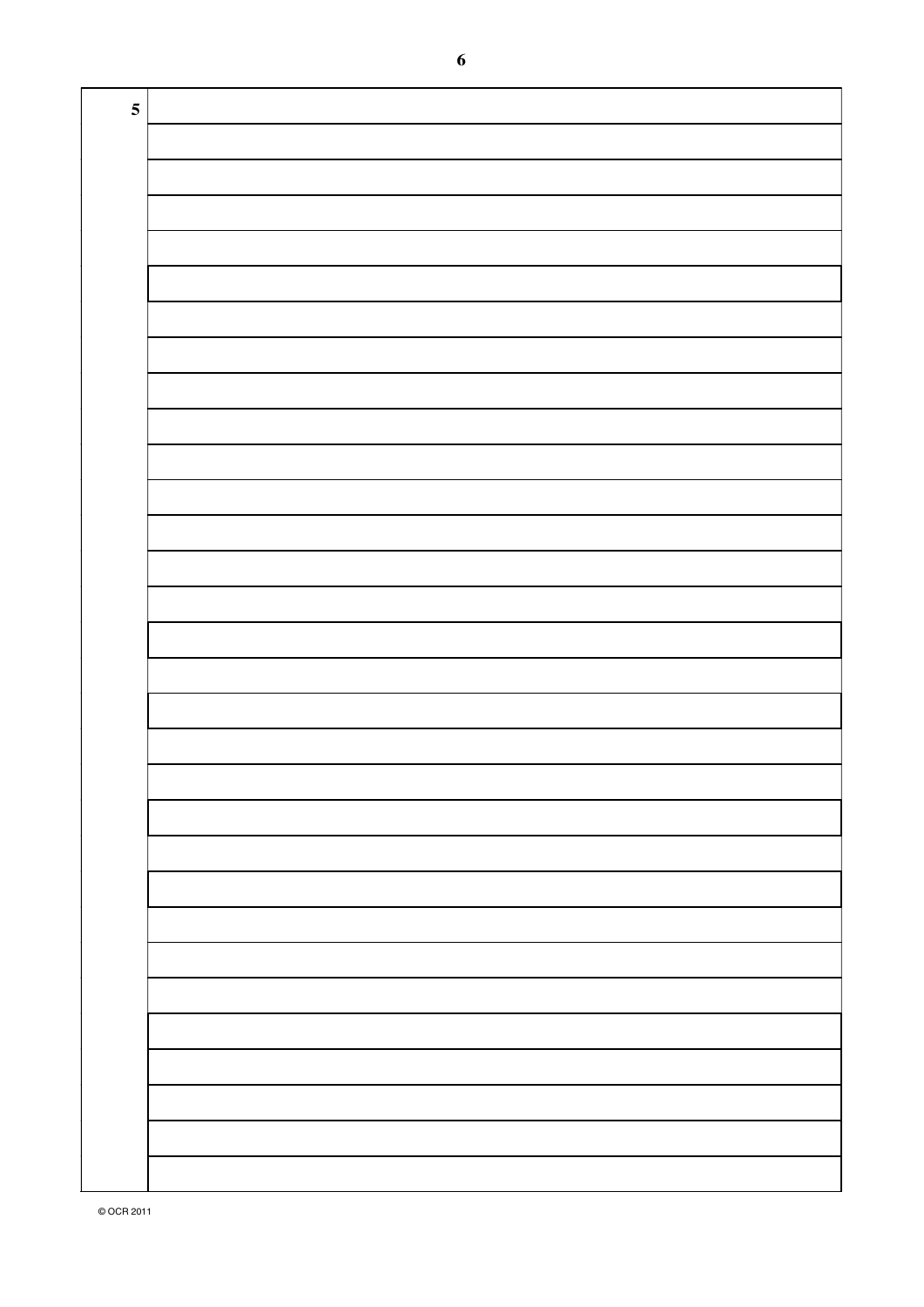5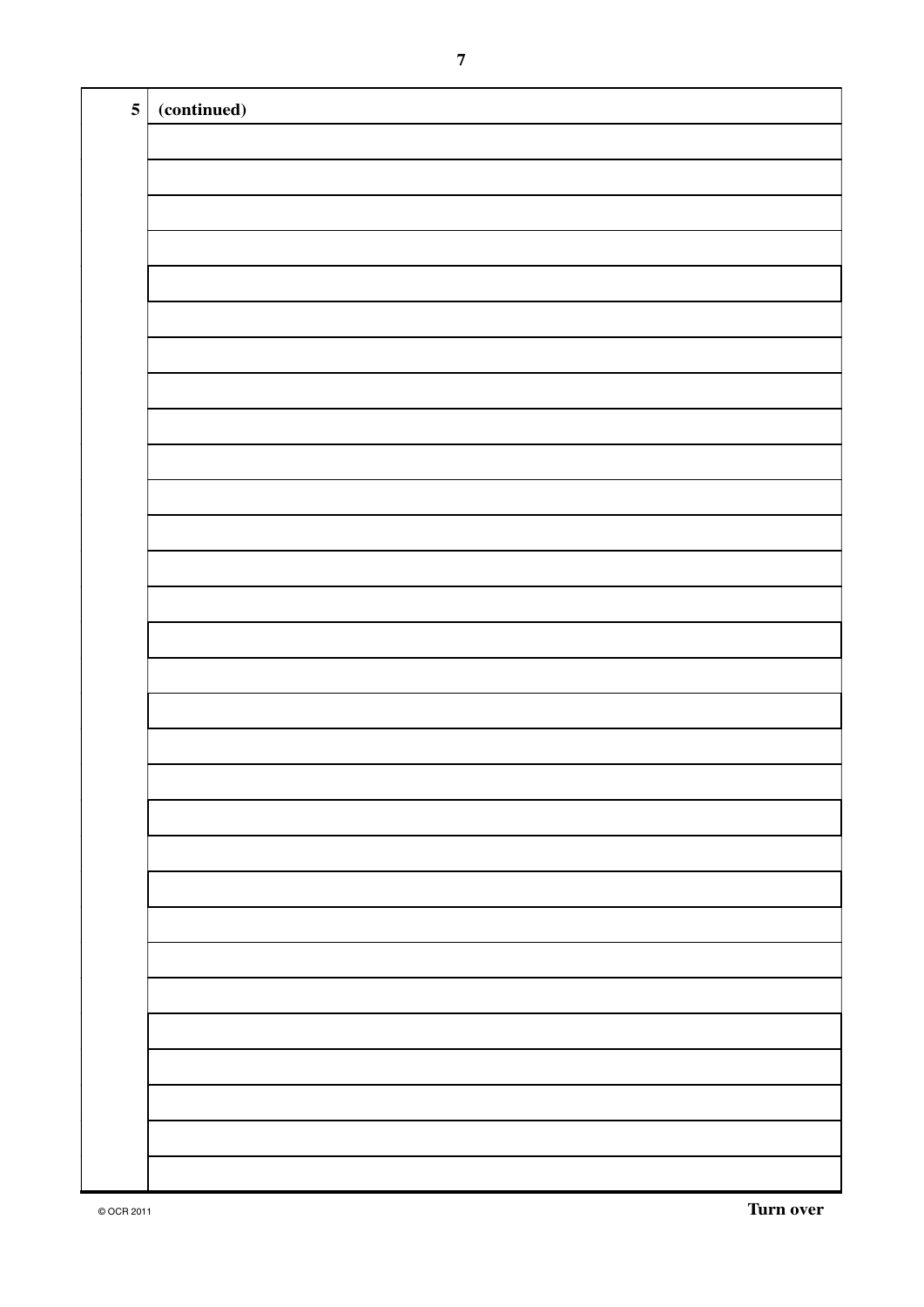**5 (continued)**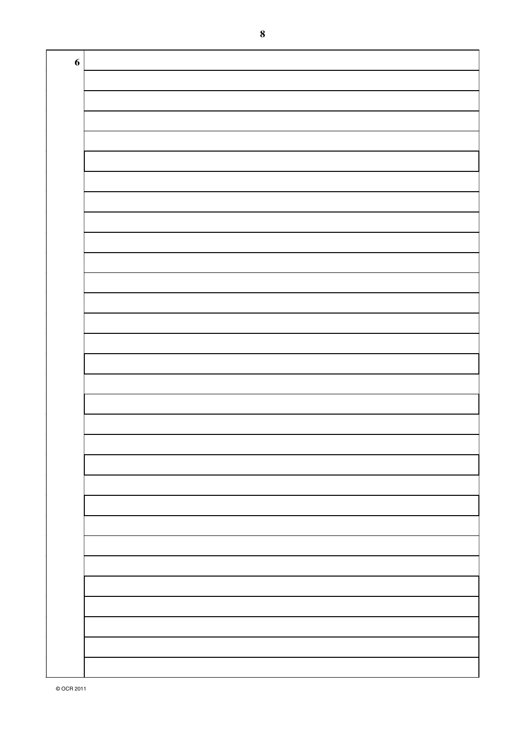6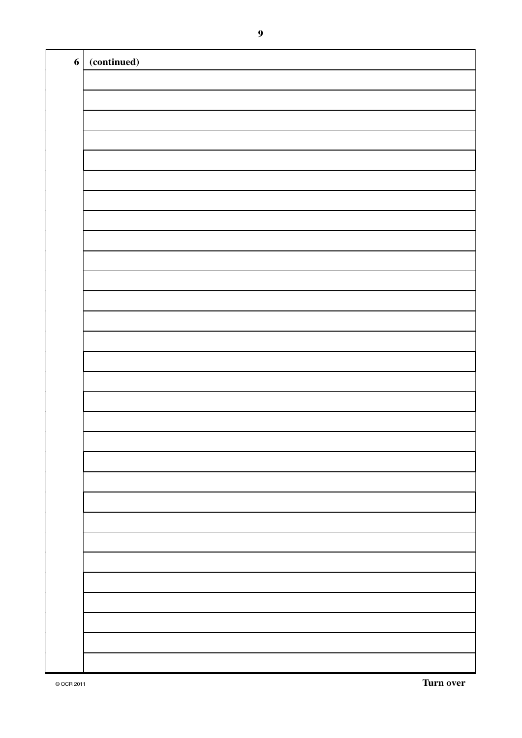**6** **(continued)**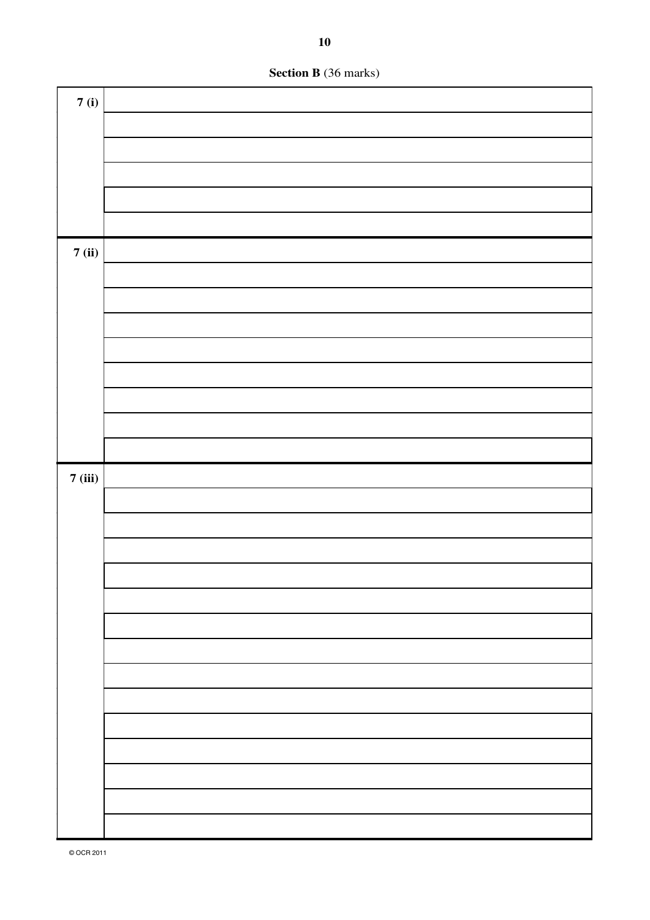**Section B** (36 marks)

| | |
|---|---|
| **7 (i)** | |
| | |
| | |
| | |
| | |
| | |
| **7 (ii)** | |
| | |
| | |
| | |
| | |
| | |
| | |
| | |
| | |
| **7 (iii)** | |
| | |
| | |
| | |
| | |
| | |
| | |
| | |
| | |
| | |
| | |
| | |
| | |
| | |
| | |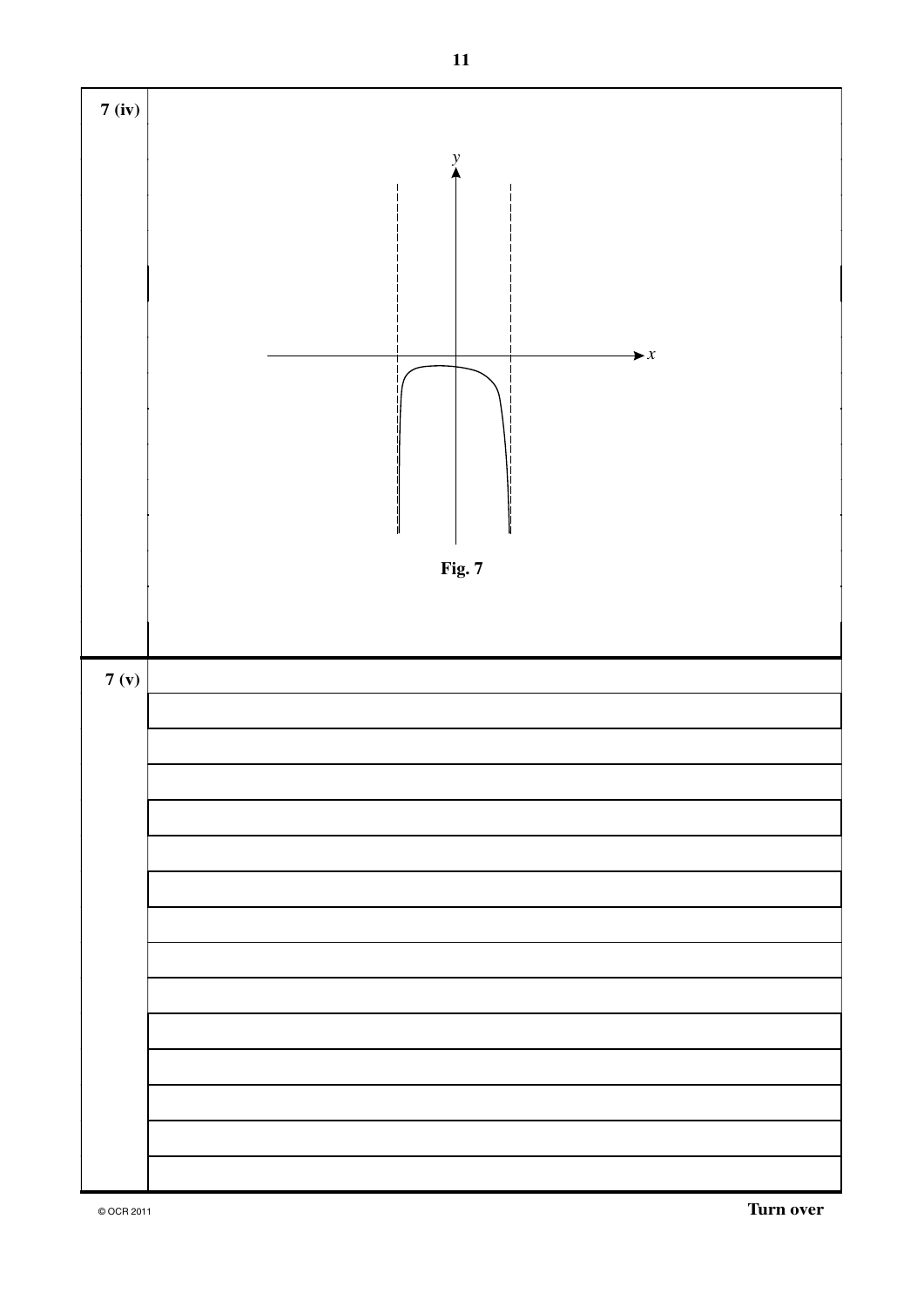**7 (iv)**

Fig. 7

**7 (v)**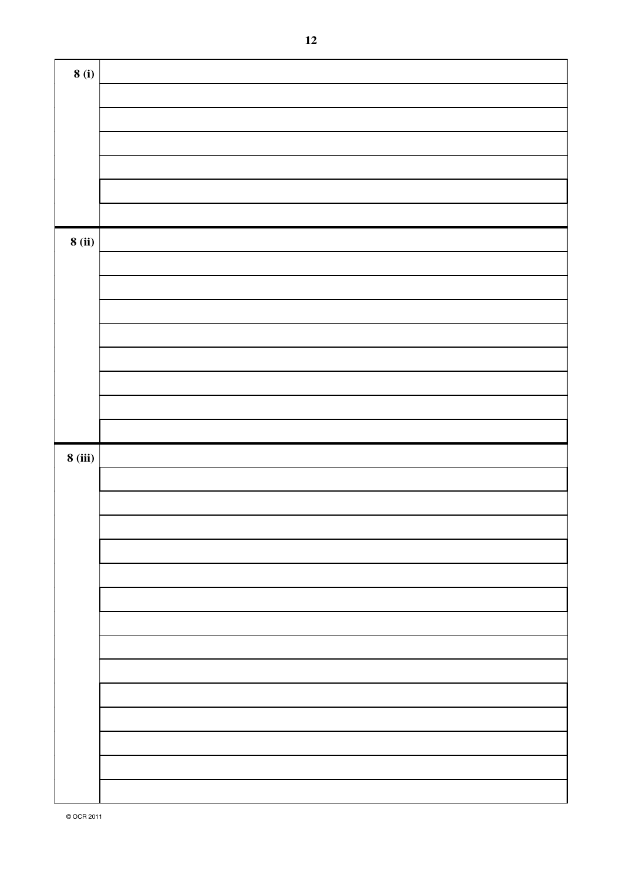8 (i)

8 (ii)

8 (iii)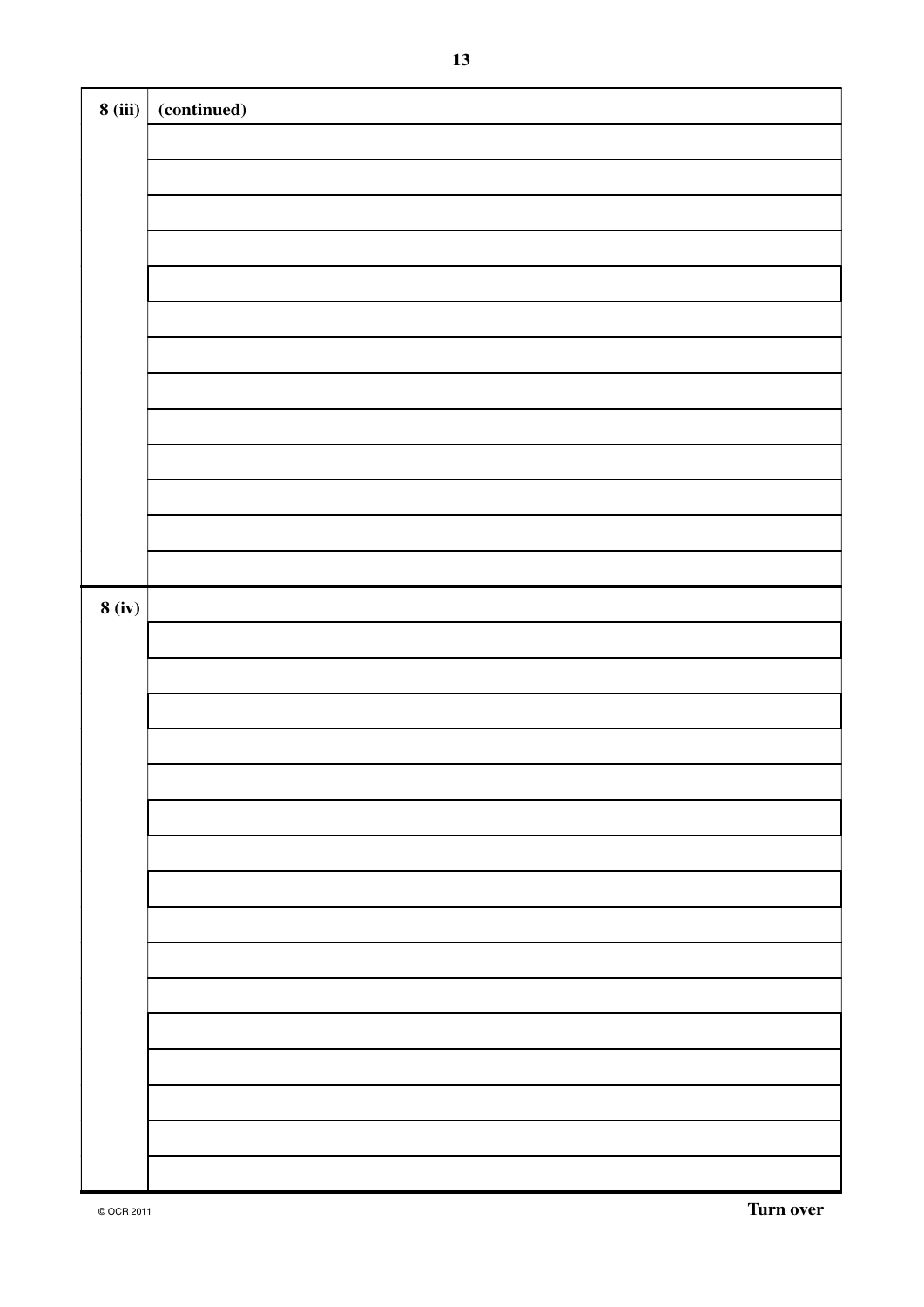| | |
|---|---|
| **8 (iii)** | **(continued)** |
| | |
| | |
| | |
| | |
| | |
| | |
| | |
| | |
| | |
| | |
| | |
| | |
| | |
| **8 (iv)** | |
| | |
| | |
| | |
| | |
| | |
| | |
| | |
| | |
| | |
| | |
| | |
| | |
| | |
| | |
| | |
| | |

**Turn over**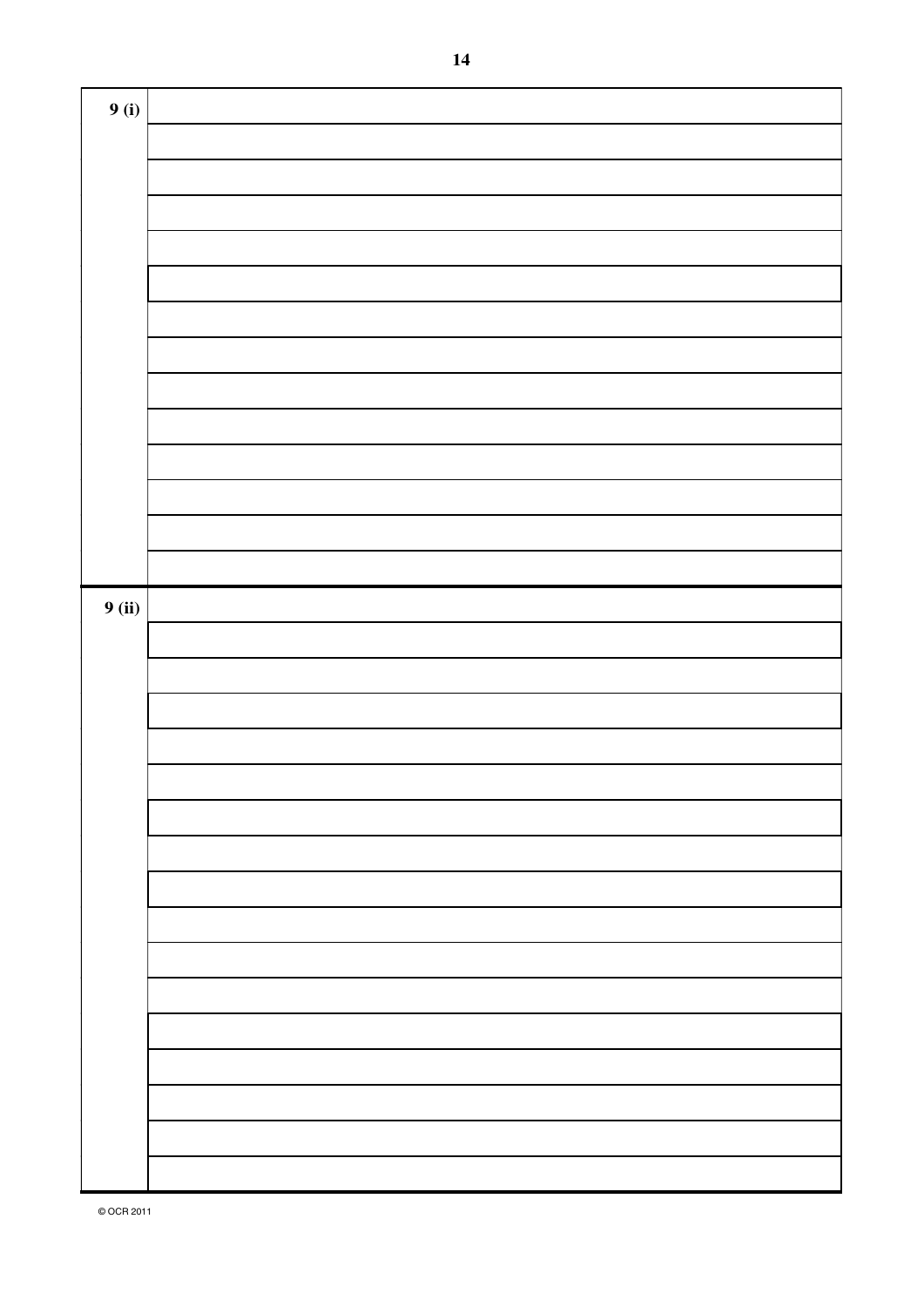9 (i)

9 (ii)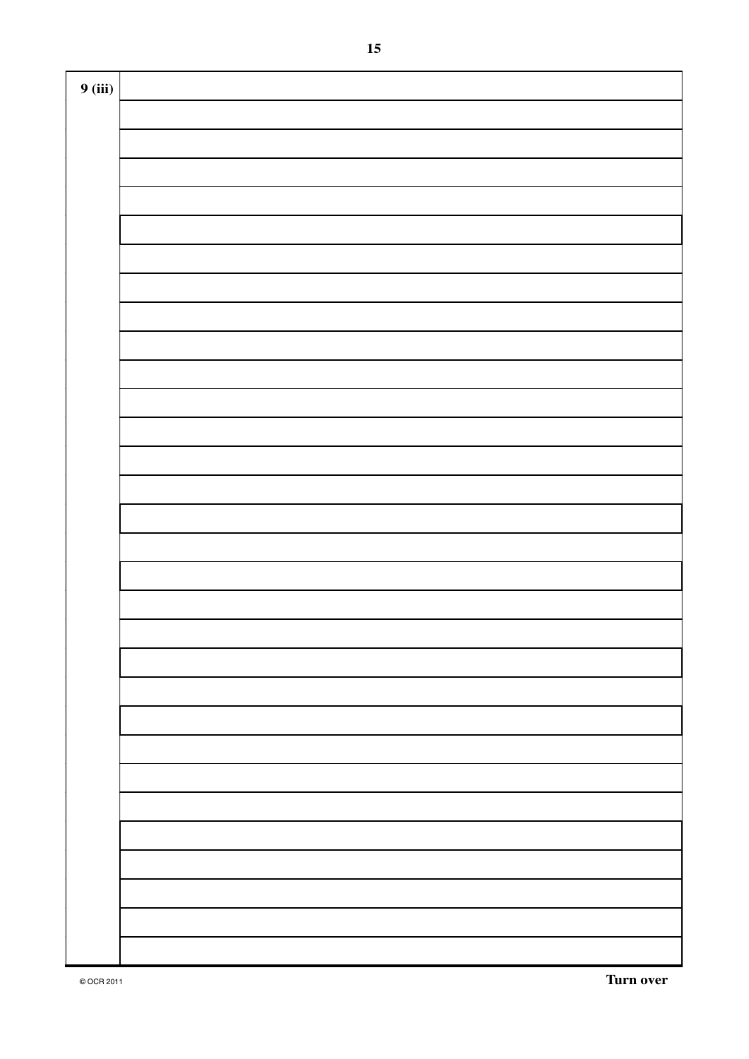**9 (iii)**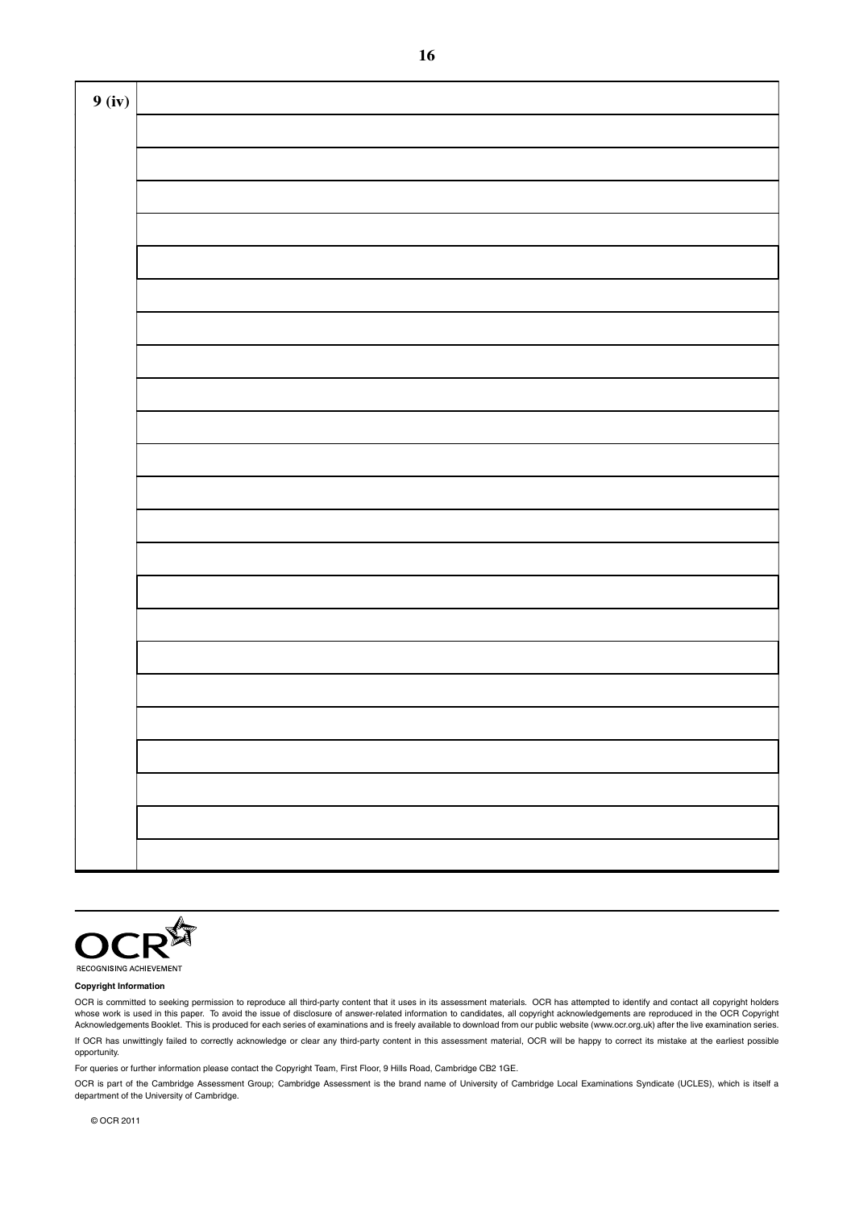9 (iv)

RECOGNISING ACHIEVEMENT

**Copyright Information**

OCR is committed to seeking permission to reproduce all third-party content that it uses in its assessment materials. OCR has attempted to identify and contact all copyright holders whose work is used in this paper. To avoid the issue of disclosure of answer-related information to candidates, all copyright acknowledgements are reproduced in the OCR Copyright Acknowledgements Booklet. This is produced for each series of examinations and is freely available to download from our public website (www.ocr.org.uk) after the live examination series.

If OCR has unwittingly failed to correctly acknowledge or clear any third-party content in this assessment material, OCR will be happy to correct its mistake at the earliest possible opportunity.

For queries or further information please contact the Copyright Team, First Floor, 9 Hills Road, Cambridge CB2 1GE.

OCR is part of the Cambridge Assessment Group; Cambridge Assessment is the brand name of University of Cambridge Local Examinations Syndicate (UCLES), which is itself a department of the University of Cambridge.

© OCR 2011